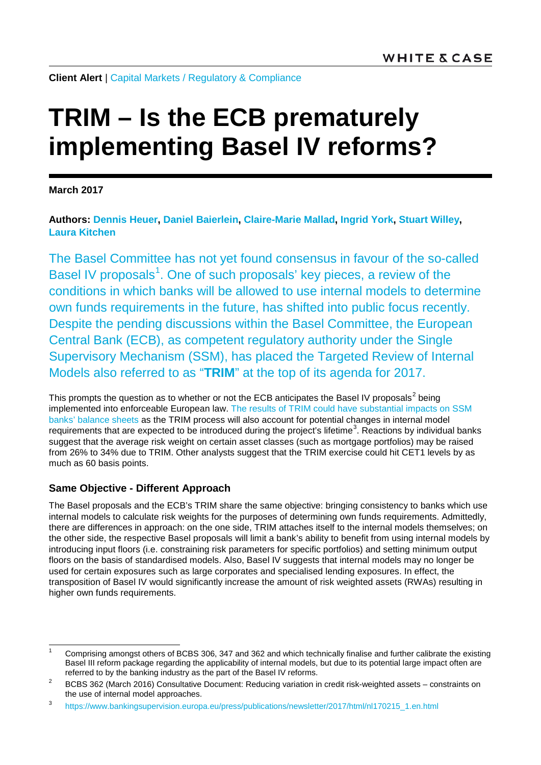**Client Alert** | Capital Markets / Regulatory & Compliance

# TRIM – Is the ECB prematurely implementing Basel IV reforms?

**March 2017**

**Authors: Dennis Heuer, Daniel Baierlein, Claire-Marie Mallad, Ingrid York, Stuart Willey, Laura Kitchen**

The Basel Committee has not yet found consensus in favour of the so-called Basel IV proposals[1]. One of such proposals' key pieces, a review of the conditions in which banks will be allowed to use internal models to determine own funds requirements in the future, has shifted into public focus recently. Despite the pending discussions within the Basel Committee, the European Central Bank (ECB), as competent regulatory authority under the Single Supervisory Mechanism (SSM), has placed the Targeted Review of Internal Models also referred to as "**TRIM**" at the top of its agenda for 2017.

This prompts the question as to whether or not the ECB anticipates the Basel IV proposals[2] being implemented into enforceable European law. The results of TRIM could have substantial impacts on SSM banks' balance sheets as the TRIM process will also account for potential changes in internal model requirements that are expected to be introduced during the project's lifetime[3]. Reactions by individual banks suggest that the average risk weight on certain asset classes (such as mortgage portfolios) may be raised from 26% to 34% due to TRIM. Other analysts suggest that the TRIM exercise could hit CET1 levels by as much as 60 basis points.

### Same Objective - Different Approach

The Basel proposals and the ECB's TRIM share the same objective: bringing consistency to banks which use internal models to calculate risk weights for the purposes of determining own funds requirements. Admittedly, there are differences in approach: on the one side, TRIM attaches itself to the internal models themselves; on the other side, the respective Basel proposals will limit a bank's ability to benefit from using internal models by introducing input floors (i.e. constraining risk parameters for specific portfolios) and setting minimum output floors on the basis of standardised models. Also, Basel IV suggests that internal models may no longer be used for certain exposures such as large corporates and specialised lending exposures. In effect, the transposition of Basel IV would significantly increase the amount of risk weighted assets (RWAs) resulting in higher own funds requirements.

---

[1] Comprising amongst others of BCBS 306, 347 and 362 and which technically finalise and further calibrate the existing Basel III reform package regarding the applicability of internal models, but due to its potential large impact often are referred to by the banking industry as the part of the Basel IV reforms.

[2] BCBS 362 (March 2016) Consultative Document: Reducing variation in credit risk-weighted assets – constraints on the use of internal model approaches.

[3] https://www.bankingsupervision.europa.eu/press/publications/newsletter/2017/html/nl170215_1.en.html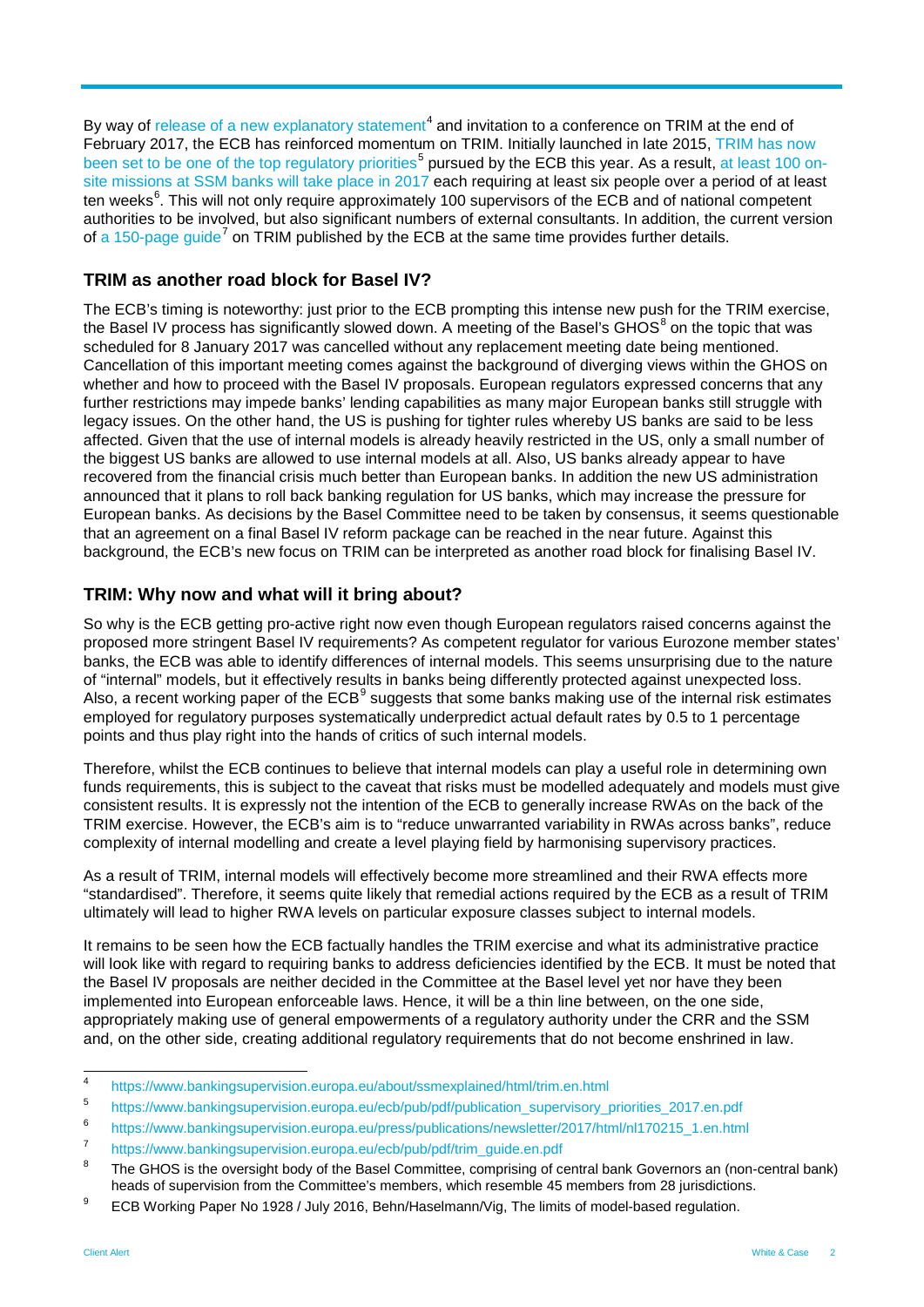By way of release of a new explanatory statement[4] and invitation to a conference on TRIM at the end of February 2017, the ECB has reinforced momentum on TRIM. Initially launched in late 2015, TRIM has now been set to be one of the top regulatory priorities[5] pursued by the ECB this year. As a result, at least 100 on-site missions at SSM banks will take place in 2017 each requiring at least six people over a period of at least ten weeks[6]. This will not only require approximately 100 supervisors of the ECB and of national competent authorities to be involved, but also significant numbers of external consultants. In addition, the current version of a 150-page guide[7] on TRIM published by the ECB at the same time provides further details.

## TRIM as another road block for Basel IV?

The ECB's timing is noteworthy: just prior to the ECB prompting this intense new push for the TRIM exercise, the Basel IV process has significantly slowed down. A meeting of the Basel's GHOS[8] on the topic that was scheduled for 8 January 2017 was cancelled without any replacement meeting date being mentioned. Cancellation of this important meeting comes against the background of diverging views within the GHOS on whether and how to proceed with the Basel IV proposals. European regulators expressed concerns that any further restrictions may impede banks' lending capabilities as many major European banks still struggle with legacy issues. On the other hand, the US is pushing for tighter rules whereby US banks are said to be less affected. Given that the use of internal models is already heavily restricted in the US, only a small number of the biggest US banks are allowed to use internal models at all. Also, US banks already appear to have recovered from the financial crisis much better than European banks. In addition the new US administration announced that it plans to roll back banking regulation for US banks, which may increase the pressure for European banks. As decisions by the Basel Committee need to be taken by consensus, it seems questionable that an agreement on a final Basel IV reform package can be reached in the near future. Against this background, the ECB's new focus on TRIM can be interpreted as another road block for finalising Basel IV.

## TRIM: Why now and what will it bring about?

So why is the ECB getting pro-active right now even though European regulators raised concerns against the proposed more stringent Basel IV requirements? As competent regulator for various Eurozone member states' banks, the ECB was able to identify differences of internal models. This seems unsurprising due to the nature of "internal" models, but it effectively results in banks being differently protected against unexpected loss. Also, a recent working paper of the ECB[9] suggests that some banks making use of the internal risk estimates employed for regulatory purposes systematically underpredict actual default rates by 0.5 to 1 percentage points and thus play right into the hands of critics of such internal models.

Therefore, whilst the ECB continues to believe that internal models can play a useful role in determining own funds requirements, this is subject to the caveat that risks must be modelled adequately and models must give consistent results. It is expressly not the intention of the ECB to generally increase RWAs on the back of the TRIM exercise. However, the ECB's aim is to "reduce unwarranted variability in RWAs across banks", reduce complexity of internal modelling and create a level playing field by harmonising supervisory practices.

As a result of TRIM, internal models will effectively become more streamlined and their RWA effects more "standardised". Therefore, it seems quite likely that remedial actions required by the ECB as a result of TRIM ultimately will lead to higher RWA levels on particular exposure classes subject to internal models.

It remains to be seen how the ECB factually handles the TRIM exercise and what its administrative practice will look like with regard to requiring banks to address deficiencies identified by the ECB. It must be noted that the Basel IV proposals are neither decided in the Committee at the Basel level yet nor have they been implemented into European enforceable laws. Hence, it will be a thin line between, on the one side, appropriately making use of general empowerments of a regulatory authority under the CRR and the SSM and, on the other side, creating additional regulatory requirements that do not become enshrined in law.

---

[4] https://www.bankingsupervision.europa.eu/about/ssmexplained/html/trim.en.html

[5] https://www.bankingsupervision.europa.eu/ecb/pub/pdf/publication_supervisory_priorities_2017.en.pdf

[6] https://www.bankingsupervision.europa.eu/press/publications/newsletter/2017/html/nl170215_1.en.html

[7] https://www.bankingsupervision.europa.eu/ecb/pub/pdf/trim_guide.en.pdf

[8] The GHOS is the oversight body of the Basel Committee, comprising of central bank Governors an (non-central bank) heads of supervision from the Committee's members, which resemble 45 members from 28 jurisdictions.

[9] ECB Working Paper No 1928 / July 2016, Behn/Haselmann/Vig, The limits of model-based regulation.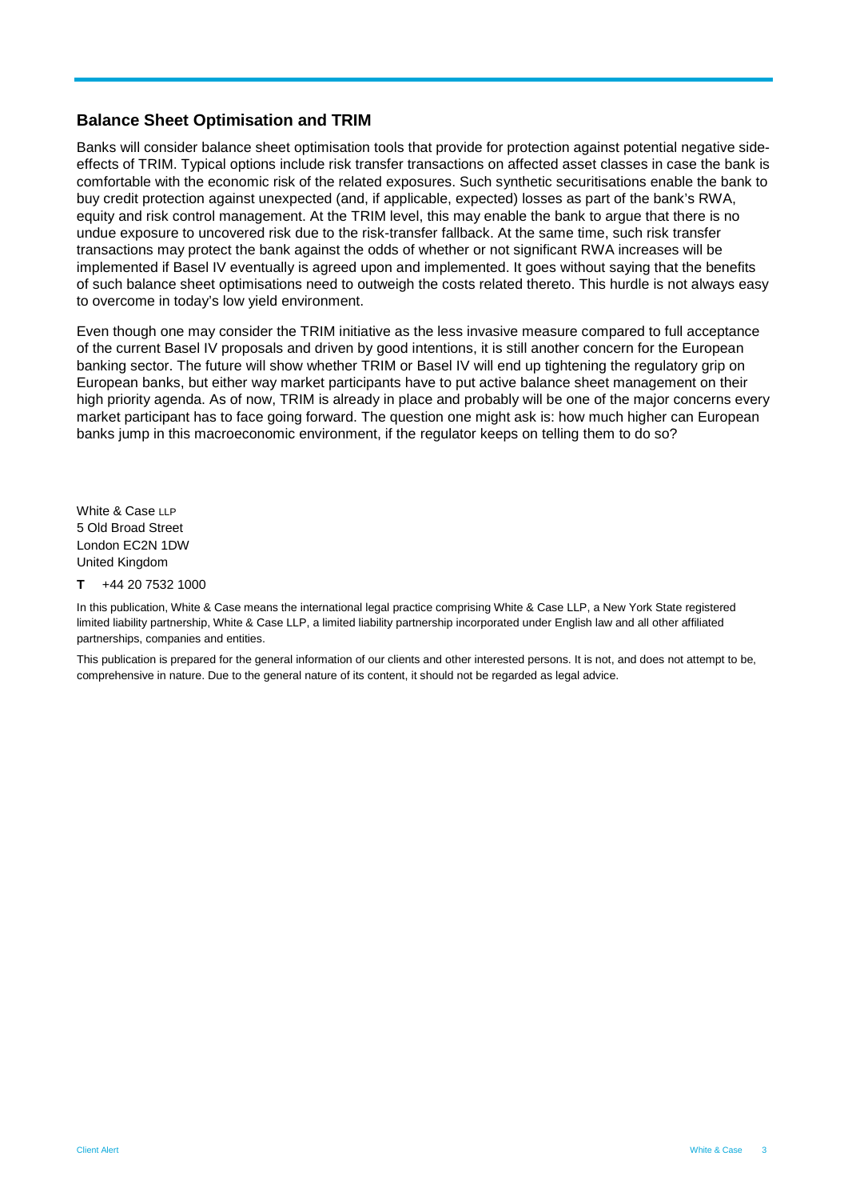## Balance Sheet Optimisation and TRIM

Banks will consider balance sheet optimisation tools that provide for protection against potential negative side-effects of TRIM. Typical options include risk transfer transactions on affected asset classes in case the bank is comfortable with the economic risk of the related exposures. Such synthetic securitisations enable the bank to buy credit protection against unexpected (and, if applicable, expected) losses as part of the bank's RWA, equity and risk control management. At the TRIM level, this may enable the bank to argue that there is no undue exposure to uncovered risk due to the risk-transfer fallback. At the same time, such risk transfer transactions may protect the bank against the odds of whether or not significant RWA increases will be implemented if Basel IV eventually is agreed upon and implemented. It goes without saying that the benefits of such balance sheet optimisations need to outweigh the costs related thereto. This hurdle is not always easy to overcome in today's low yield environment.

Even though one may consider the TRIM initiative as the less invasive measure compared to full acceptance of the current Basel IV proposals and driven by good intentions, it is still another concern for the European banking sector. The future will show whether TRIM or Basel IV will end up tightening the regulatory grip on European banks, but either way market participants have to put active balance sheet management on their high priority agenda. As of now, TRIM is already in place and probably will be one of the major concerns every market participant has to face going forward. The question one might ask is: how much higher can European banks jump in this macroeconomic environment, if the regulator keeps on telling them to do so?

White & Case LLP
5 Old Broad Street
London EC2N 1DW
United Kingdom

**T** +44 20 7532 1000

In this publication, White & Case means the international legal practice comprising White & Case LLP, a New York State registered limited liability partnership, White & Case LLP, a limited liability partnership incorporated under English law and all other affiliated partnerships, companies and entities.

This publication is prepared for the general information of our clients and other interested persons. It is not, and does not attempt to be, comprehensive in nature. Due to the general nature of its content, it should not be regarded as legal advice.